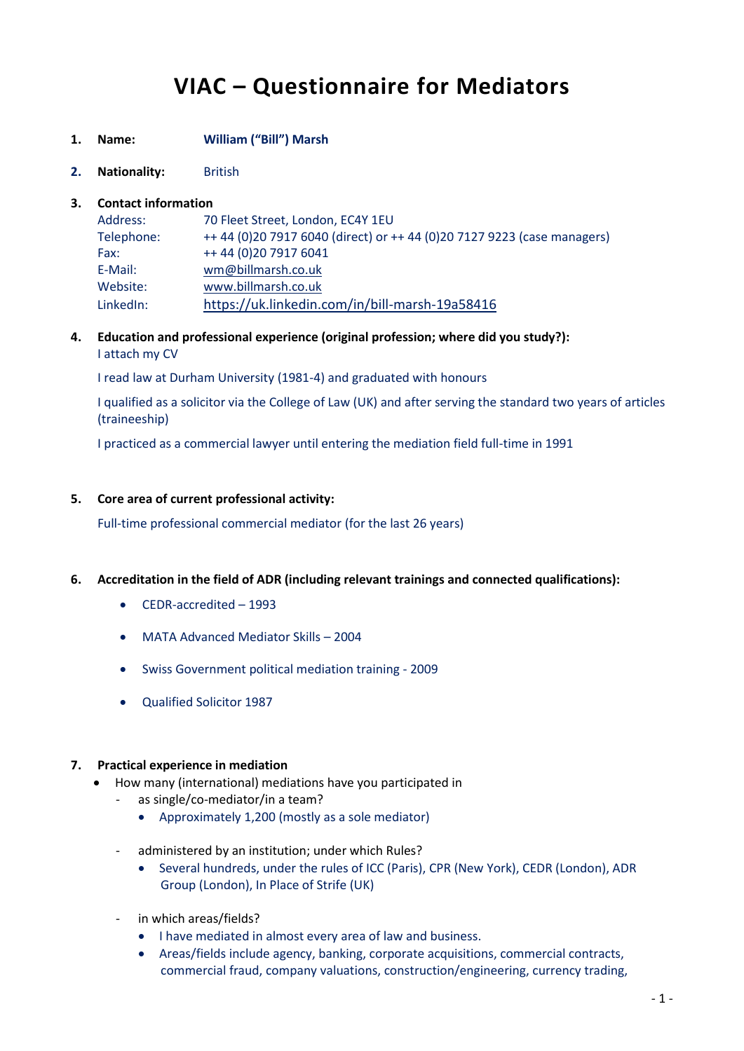# VIAC – Questionnaire for Mediators

1. **Name:** **William ("Bill") Marsh**

2. **Nationality:** British

3. **Contact information**

   Address: 70 Fleet Street, London, EC4Y 1EU
   Telephone: ++ 44 (0)20 7917 6040 (direct) or ++ 44 (0)20 7127 9223 (case managers)
   Fax: ++ 44 (0)20 7917 6041
   E-Mail: wm@billmarsh.co.uk
   Website: www.billmarsh.co.uk
   LinkedIn: https://uk.linkedin.com/in/bill-marsh-19a58416

4. **Education and professional experience (original profession; where did you study?):**

   I attach my CV

   I read law at Durham University (1981-4) and graduated with honours

   I qualified as a solicitor via the College of Law (UK) and after serving the standard two years of articles (traineeship)

   I practiced as a commercial lawyer until entering the mediation field full-time in 1991

5. **Core area of current professional activity:**

   Full-time professional commercial mediator (for the last 26 years)

6. **Accreditation in the field of ADR (including relevant trainings and connected qualifications):**

   - CEDR-accredited – 1993
   - MATA Advanced Mediator Skills – 2004
   - Swiss Government political mediation training - 2009
   - Qualified Solicitor 1987

7. **Practical experience in mediation**

   - How many (international) mediations have you participated in
     - as single/co-mediator/in a team?
       - Approximately 1,200 (mostly as a sole mediator)
     - administered by an institution; under which Rules?
       - Several hundreds, under the rules of ICC (Paris), CPR (New York), CEDR (London), ADR Group (London), In Place of Strife (UK)
     - in which areas/fields?
       - I have mediated in almost every area of law and business.
       - Areas/fields include agency, banking, corporate acquisitions, commercial contracts, commercial fraud, company valuations, construction/engineering, currency trading,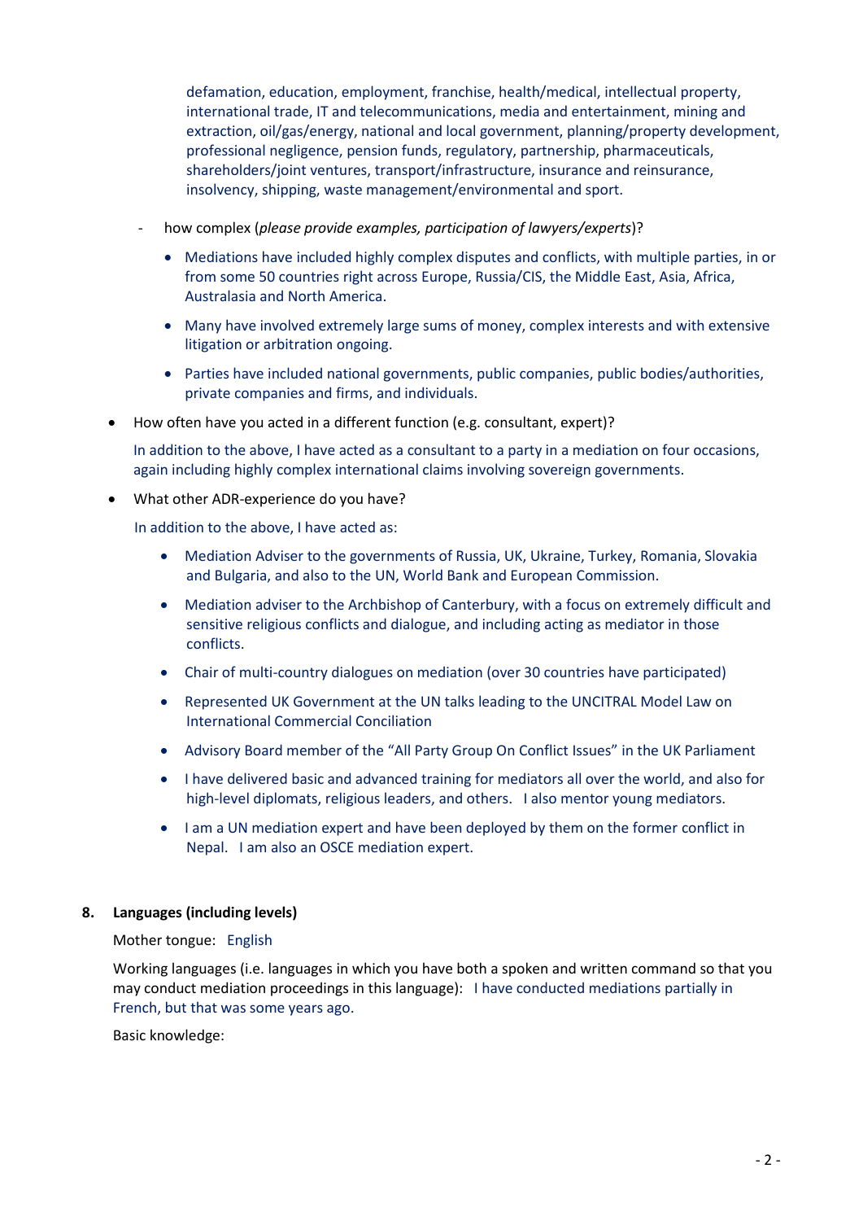defamation, education, employment, franchise, health/medical, intellectual property, international trade, IT and telecommunications, media and entertainment, mining and extraction, oil/gas/energy, national and local government, planning/property development, professional negligence, pension funds, regulatory, partnership, pharmaceuticals, shareholders/joint ventures, transport/infrastructure, insurance and reinsurance, insolvency, shipping, waste management/environmental and sport.

- how complex (*please provide examples, participation of lawyers/experts*)?
  - Mediations have included highly complex disputes and conflicts, with multiple parties, in or from some 50 countries right across Europe, Russia/CIS, the Middle East, Asia, Africa, Australasia and North America.
  - Many have involved extremely large sums of money, complex interests and with extensive litigation or arbitration ongoing.
  - Parties have included national governments, public companies, public bodies/authorities, private companies and firms, and individuals.

- How often have you acted in a different function (e.g. consultant, expert)?

  In addition to the above, I have acted as a consultant to a party in a mediation on four occasions, again including highly complex international claims involving sovereign governments.

- What other ADR-experience do you have?

  In addition to the above, I have acted as:

  - Mediation Adviser to the governments of Russia, UK, Ukraine, Turkey, Romania, Slovakia and Bulgaria, and also to the UN, World Bank and European Commission.
  - Mediation adviser to the Archbishop of Canterbury, with a focus on extremely difficult and sensitive religious conflicts and dialogue, and including acting as mediator in those conflicts.
  - Chair of multi-country dialogues on mediation (over 30 countries have participated)
  - Represented UK Government at the UN talks leading to the UNCITRAL Model Law on International Commercial Conciliation
  - Advisory Board member of the "All Party Group On Conflict Issues" in the UK Parliament
  - I have delivered basic and advanced training for mediators all over the world, and also for high-level diplomats, religious leaders, and others. I also mentor young mediators.
  - I am a UN mediation expert and have been deployed by them on the former conflict in Nepal. I am also an OSCE mediation expert.

**8. Languages (including levels)**

Mother tongue: English

Working languages (i.e. languages in which you have both a spoken and written command so that you may conduct mediation proceedings in this language): I have conducted mediations partially in French, but that was some years ago.

Basic knowledge: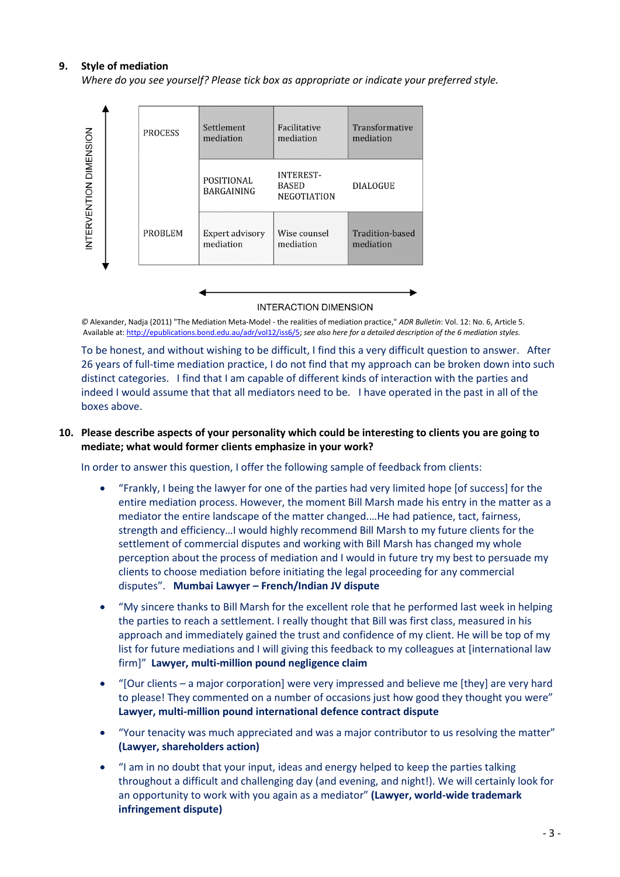**9. Style of mediation**

*Where do you see yourself? Please tick box as appropriate or indicate your preferred style.*

INTERVENTION DIMENSION

| | | | |
|---|---|---|---|
| PROCESS | Settlement mediation | Facilitative mediation | Transformative mediation |
| | POSITIONAL BARGAINING | INTEREST-BASED NEGOTIATION | DIALOGUE |
| PROBLEM | Expert advisory mediation | Wise counsel mediation | Tradition-based mediation |

INTERACTION DIMENSION

© Alexander, Nadja (2011) "The Mediation Meta-Model - the realities of mediation practice," *ADR Bulletin*: Vol. 12: No. 6, Article 5. Available at: http://epublications.bond.edu.au/adr/vol12/iss6/5; *see also here for a detailed description of the 6 mediation styles.*

To be honest, and without wishing to be difficult, I find this a very difficult question to answer. After 26 years of full-time mediation practice, I do not find that my approach can be broken down into such distinct categories. I find that I am capable of different kinds of interaction with the parties and indeed I would assume that that all mediators need to be. I have operated in the past in all of the boxes above.

**10. Please describe aspects of your personality which could be interesting to clients you are going to mediate; what would former clients emphasize in your work?**

In order to answer this question, I offer the following sample of feedback from clients:

- "Frankly, I being the lawyer for one of the parties had very limited hope [of success] for the entire mediation process. However, the moment Bill Marsh made his entry in the matter as a mediator the entire landscape of the matter changed.…He had patience, tact, fairness, strength and efficiency…I would highly recommend Bill Marsh to my future clients for the settlement of commercial disputes and working with Bill Marsh has changed my whole perception about the process of mediation and I would in future try my best to persuade my clients to choose mediation before initiating the legal proceeding for any commercial disputes". **Mumbai Lawyer – French/Indian JV dispute**
- "My sincere thanks to Bill Marsh for the excellent role that he performed last week in helping the parties to reach a settlement. I really thought that Bill was first class, measured in his approach and immediately gained the trust and confidence of my client. He will be top of my list for future mediations and I will giving this feedback to my colleagues at [international law firm]" **Lawyer, multi-million pound negligence claim**
- "[Our clients – a major corporation] were very impressed and believe me [they] are very hard to please! They commented on a number of occasions just how good they thought you were" **Lawyer, multi-million pound international defence contract dispute**
- "Your tenacity was much appreciated and was a major contributor to us resolving the matter" **(Lawyer, shareholders action)**
- "I am in no doubt that your input, ideas and energy helped to keep the parties talking throughout a difficult and challenging day (and evening, and night!). We will certainly look for an opportunity to work with you again as a mediator" **(Lawyer, world-wide trademark infringement dispute)**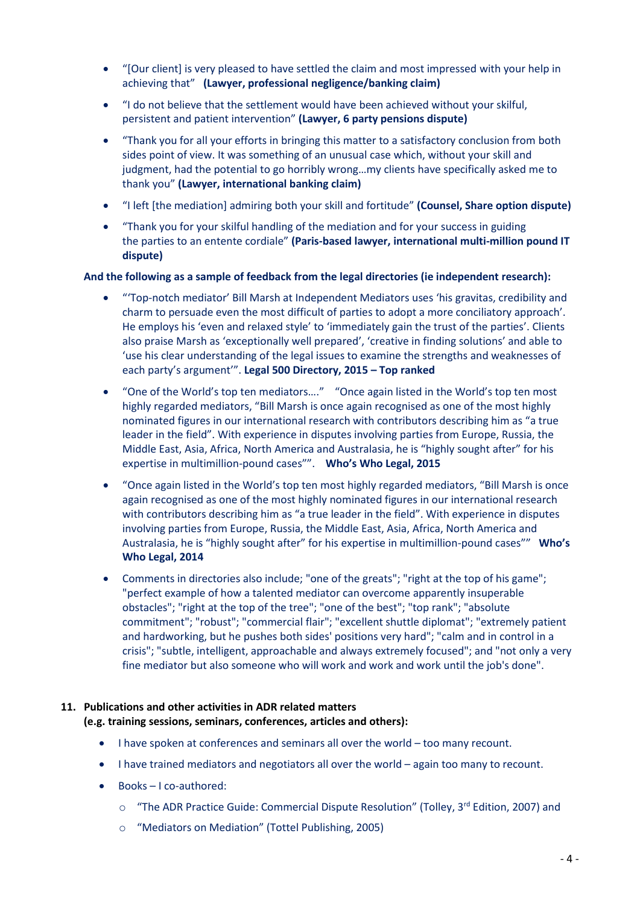- "[Our client] is very pleased to have settled the claim and most impressed with your help in achieving that" **(Lawyer, professional negligence/banking claim)**
- "I do not believe that the settlement would have been achieved without your skilful, persistent and patient intervention" **(Lawyer, 6 party pensions dispute)**
- "Thank you for all your efforts in bringing this matter to a satisfactory conclusion from both sides point of view. It was something of an unusual case which, without your skill and judgment, had the potential to go horribly wrong…my clients have specifically asked me to thank you" **(Lawyer, international banking claim)**
- "I left [the mediation] admiring both your skill and fortitude" **(Counsel, Share option dispute)**
- "Thank you for your skilful handling of the mediation and for your success in guiding the parties to an entente cordiale" **(Paris-based lawyer, international multi-million pound IT dispute)**

**And the following as a sample of feedback from the legal directories (ie independent research):**

- "'Top-notch mediator' Bill Marsh at Independent Mediators uses 'his gravitas, credibility and charm to persuade even the most difficult of parties to adopt a more conciliatory approach'. He employs his 'even and relaxed style' to 'immediately gain the trust of the parties'. Clients also praise Marsh as 'exceptionally well prepared', 'creative in finding solutions' and able to 'use his clear understanding of the legal issues to examine the strengths and weaknesses of each party's argument'". **Legal 500 Directory, 2015 – Top ranked**
- "One of the World's top ten mediators…." "Once again listed in the World's top ten most highly regarded mediators, "Bill Marsh is once again recognised as one of the most highly nominated figures in our international research with contributors describing him as "a true leader in the field". With experience in disputes involving parties from Europe, Russia, the Middle East, Asia, Africa, North America and Australasia, he is "highly sought after" for his expertise in multimillion-pound cases"". **Who's Who Legal, 2015**
- "Once again listed in the World's top ten most highly regarded mediators, "Bill Marsh is once again recognised as one of the most highly nominated figures in our international research with contributors describing him as "a true leader in the field". With experience in disputes involving parties from Europe, Russia, the Middle East, Asia, Africa, North America and Australasia, he is "highly sought after" for his expertise in multimillion-pound cases"" **Who's Who Legal, 2014**
- Comments in directories also include; "one of the greats"; "right at the top of his game"; "perfect example of how a talented mediator can overcome apparently insuperable obstacles"; "right at the top of the tree"; "one of the best"; "top rank"; "absolute commitment"; "robust"; "commercial flair"; "excellent shuttle diplomat"; "extremely patient and hardworking, but he pushes both sides' positions very hard"; "calm and in control in a crisis"; "subtle, intelligent, approachable and always extremely focused"; and "not only a very fine mediator but also someone who will work and work and work until the job's done".

**11. Publications and other activities in ADR related matters (e.g. training sessions, seminars, conferences, articles and others):**

- I have spoken at conferences and seminars all over the world – too many recount.
- I have trained mediators and negotiators all over the world – again too many to recount.
- Books – I co-authored:
  - "The ADR Practice Guide: Commercial Dispute Resolution" (Tolley, 3rd Edition, 2007) and
  - "Mediators on Mediation" (Tottel Publishing, 2005)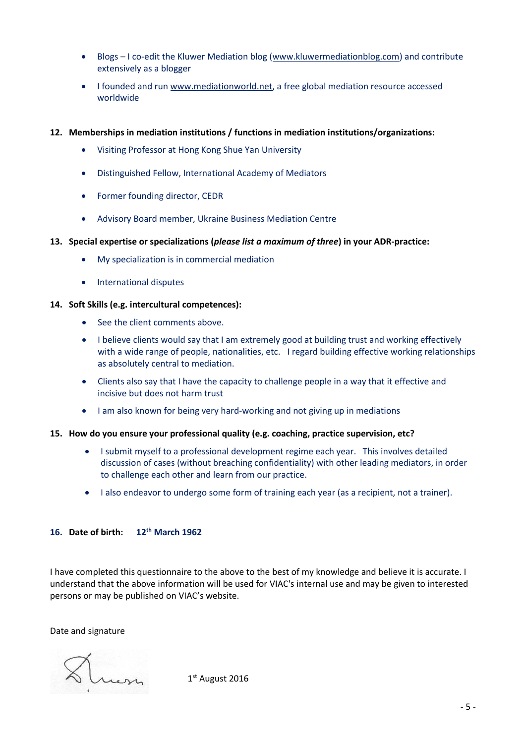- Blogs – I co-edit the Kluwer Mediation blog (www.kluwermediationblog.com) and contribute extensively as a blogger
- I founded and run www.mediationworld.net, a free global mediation resource accessed worldwide

**12. Memberships in mediation institutions / functions in mediation institutions/organizations:**

- Visiting Professor at Hong Kong Shue Yan University
- Distinguished Fellow, International Academy of Mediators
- Former founding director, CEDR
- Advisory Board member, Ukraine Business Mediation Centre

**13. Special expertise or specializations (*please list a maximum of three*) in your ADR-practice:**

- My specialization is in commercial mediation
- International disputes

**14. Soft Skills (e.g. intercultural competences):**

- See the client comments above.
- I believe clients would say that I am extremely good at building trust and working effectively with a wide range of people, nationalities, etc. I regard building effective working relationships as absolutely central to mediation.
- Clients also say that I have the capacity to challenge people in a way that it effective and incisive but does not harm trust
- I am also known for being very hard-working and not giving up in mediations

**15. How do you ensure your professional quality (e.g. coaching, practice supervision, etc?**

- I submit myself to a professional development regime each year. This involves detailed discussion of cases (without breaching confidentiality) with other leading mediators, in order to challenge each other and learn from our practice.
- I also endeavor to undergo some form of training each year (as a recipient, not a trainer).

**16. Date of birth: 12th March 1962**

I have completed this questionnaire to the above to the best of my knowledge and believe it is accurate. I understand that the above information will be used for VIAC's internal use and may be given to interested persons or may be published on VIAC's website.

Date and signature

1st August 2016